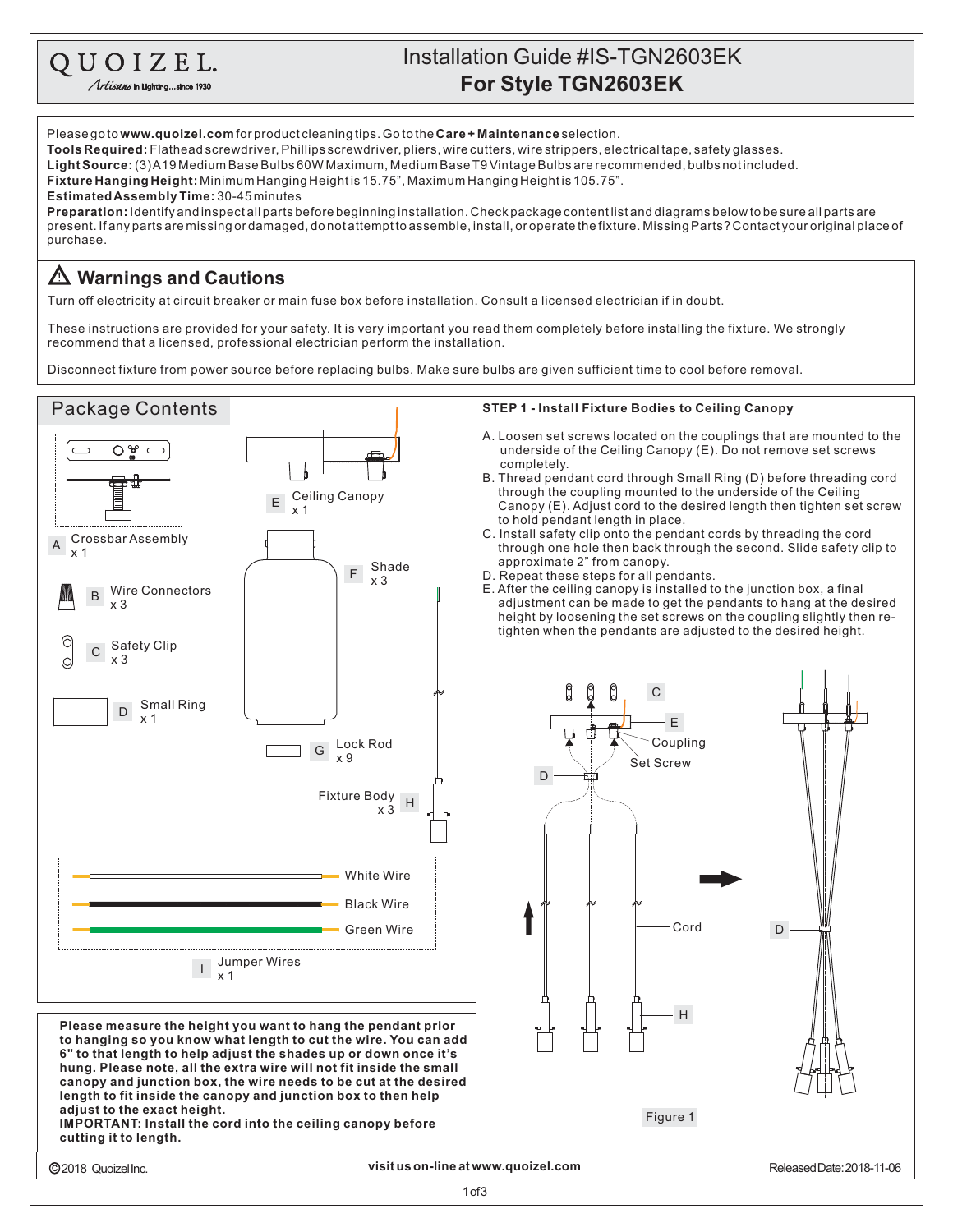QUOIZEL.
*Artisans in Lighting...since 1930*

# Installation Guide #IS-TGN2603EK
## For Style TGN2603EK

Please go to **www.quoizel.com** for product cleaning tips. Go to the **Care + Maintenance** selection.
**Tools Required:** Flathead screwdriver, Phillips screwdriver, pliers, wire cutters, wire strippers, electrical tape, safety glasses.
**Light Source:** (3) A19 Medium Base Bulbs 60W Maximum, Medium Base T9 Vintage Bulbs are recommended, bulbs not included.
**Fixture Hanging Height:** Minimum Hanging Height is 15.75", Maximum Hanging Height is 105.75".
**Estimated Assembly Time:** 30-45 minutes
**Preparation:** Identify and inspect all parts before beginning installation. Check package content list and diagrams below to be sure all parts are present. If any parts are missing or damaged, do not attempt to assemble, install, or operate the fixture. Missing Parts? Contact your original place of purchase.

## ⚠ Warnings and Cautions

Turn off electricity at circuit breaker or main fuse box before installation. Consult a licensed electrician if in doubt.

These instructions are provided for your safety. It is very important you read them completely before installing the fixture. We strongly recommend that a licensed, professional electrician perform the installation.

Disconnect fixture from power source before replacing bulbs. Make sure bulbs are given sufficient time to cool before removal.

## Package Contents

- A Crossbar Assembly x 1
- B Wire Connectors x 3
- C Safety Clip x 3
- D Small Ring x 1
- E Ceiling Canopy x 1
- F Shade x 3
- G Lock Rod x 9
- H Fixture Body x 3
- I Jumper Wires x 1 (White Wire, Black Wire, Green Wire)

**Please measure the height you want to hang the pendant prior to hanging so you know what length to cut the wire. You can add 6" to that length to help adjust the shades up or down once it's hung. Please note, all the extra wire will not fit inside the small canopy and junction box, the wire needs to be cut at the desired length to fit inside the canopy and junction box to then help adjust to the exact height.**
**IMPORTANT: Install the cord into the ceiling canopy before cutting it to length.**

### STEP 1 - Install Fixture Bodies to Ceiling Canopy

A. Loosen set screws located on the couplings that are mounted to the underside of the Ceiling Canopy (E). Do not remove set screws completely.
B. Thread pendant cord through Small Ring (D) before threading cord through the coupling mounted to the underside of the Ceiling Canopy (E). Adjust cord to the desired length then tighten set screw to hold pendant length in place.
C. Install safety clip onto the pendant cords by threading the cord through one hole then back through the second. Slide safety clip to approximate 2" from canopy.
D. Repeat these steps for all pendants.
E. After the ceiling canopy is installed to the junction box, a final adjustment can be made to get the pendants to hang at the desired height by loosening the set screws on the coupling slightly then re-tighten when the pendants are adjusted to the desired height.

C, E, Coupling, Set Screw, D, Cord, H, D

Figure 1

©2018 Quoizel Inc. visit us on-line at www.quoizel.com Released Date: 2018-11-06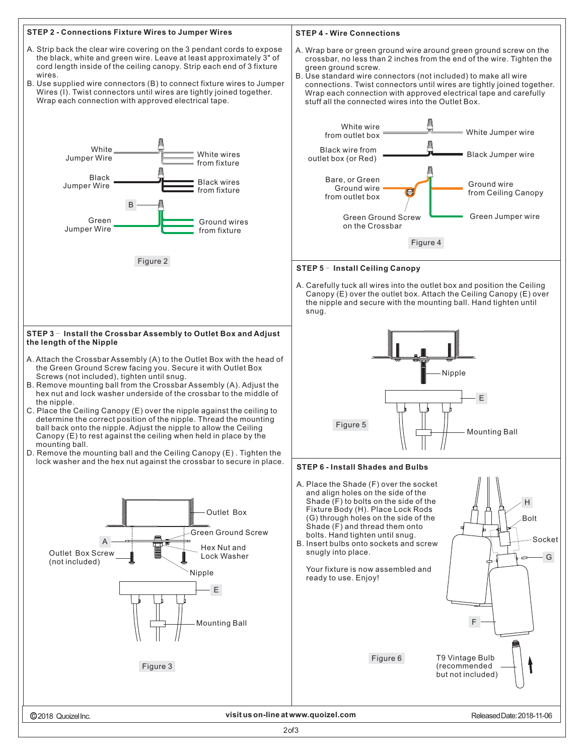## STEP 2 - Connections Fixture Wires to Jumper Wires

A. Strip back the clear wire covering on the 3 pendant cords to expose the black, white and green wire. Leave at least approximately 3" of cord length inside of the ceiling canopy. Strip each end of 3 fixture wires.
B. Use supplied wire connectors (B) to connect fixture wires to Jumper Wires (I). Twist connectors until wires are tightly joined together. Wrap each connection with approved electrical tape.

White Jumper Wire — White wires from fixture
Black Jumper Wire — Black wires from fixture
B
Green Jumper Wire — Ground wires from fixture

Figure 2

## STEP 3 – Install the Crossbar Assembly to Outlet Box and Adjust the length of the Nipple

A. Attach the Crossbar Assembly (A) to the Outlet Box with the head of the Green Ground Screw facing you. Secure it with Outlet Box Screws (not included), tighten until snug.
B. Remove mounting ball from the Crossbar Assembly (A). Adjust the hex nut and lock washer underside of the crossbar to the middle of the nipple.
C. Place the Ceiling Canopy (E) over the nipple against the ceiling to determine the correct position of the nipple. Thread the mounting ball back onto the nipple. Adjust the nipple to allow the Ceiling Canopy (E) to rest against the ceiling when held in place by the mounting ball.
D. Remove the mounting ball and the Ceiling Canopy (E) . Tighten the lock washer and the hex nut against the crossbar to secure in place.

Outlet Box
Green Ground Screw
A
Outlet Box Screw (not included)
Hex Nut and Lock Washer
Nipple
E
Mounting Ball

Figure 3

## STEP 4 - Wire Connections

A. Wrap bare or green ground wire around green ground screw on the crossbar, no less than 2 inches from the end of the wire. Tighten the green ground screw.
B. Use standard wire connectors (not included) to make all wire connections. Twist connectors until wires are tightly joined together. Wrap each connection with approved electrical tape and carefully stuff all the connected wires into the Outlet Box.

White wire from outlet box — White Jumper wire
Black wire from outlet box (or Red) — Black Jumper wire
Bare, or Green Ground wire from outlet box — Ground wire from Ceiling Canopy
Green Ground Screw on the Crossbar — Green Jumper wire

Figure 4

## STEP 5 – Install Ceiling Canopy

A. Carefully tuck all wires into the outlet box and position the Ceiling Canopy (E) over the outlet box. Attach the Ceiling Canopy (E) over the nipple and secure with the mounting ball. Hand tighten until snug.

Nipple
E
Mounting Ball

Figure 5

## STEP 6 - Install Shades and Bulbs

A. Place the Shade (F) over the socket and align holes on the side of the Shade (F) to bolts on the side of the Fixture Body (H). Place Lock Rods (G) through holes on the side of the Shade (F) and thread them onto bolts. Hand tighten until snug.
B. Insert bulbs onto sockets and screw snugly into place.

Your fixture is now assembled and ready to use. Enjoy!

H
Bolt
Socket
G
F
T9 Vintage Bulb (recommended but not included)

Figure 6

©2018 Quoizel Inc. visit us on-line at www.quoizel.com Released Date: 2018-11-06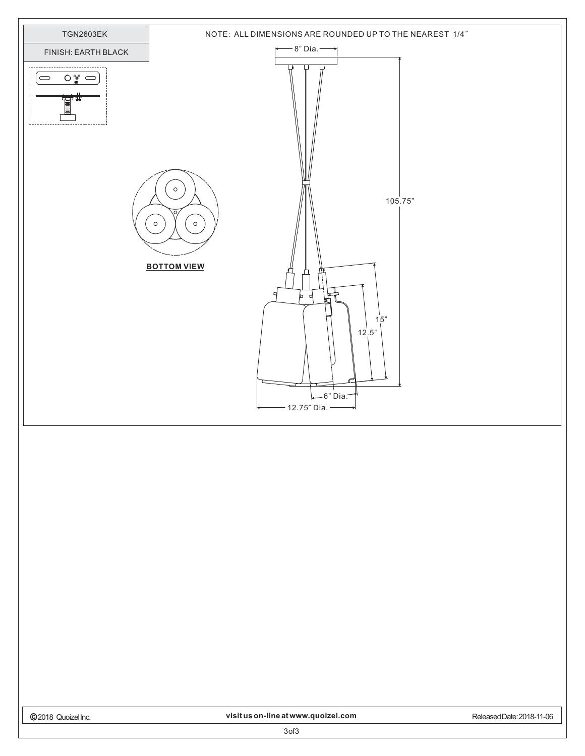| TGN2603EK |
| --- |
| FINISH: EARTH BLACK |

NOTE: ALL DIMENSIONS ARE ROUNDED UP TO THE NEAREST 1/4″

8" Dia.

105.75"

15"

12.5"

6" Dia.

12.75" Dia.

**BOTTOM VIEW**

©2018 Quoizel Inc.

**visit us on-line at www.quoizel.com**

Released Date: 2018-11-06